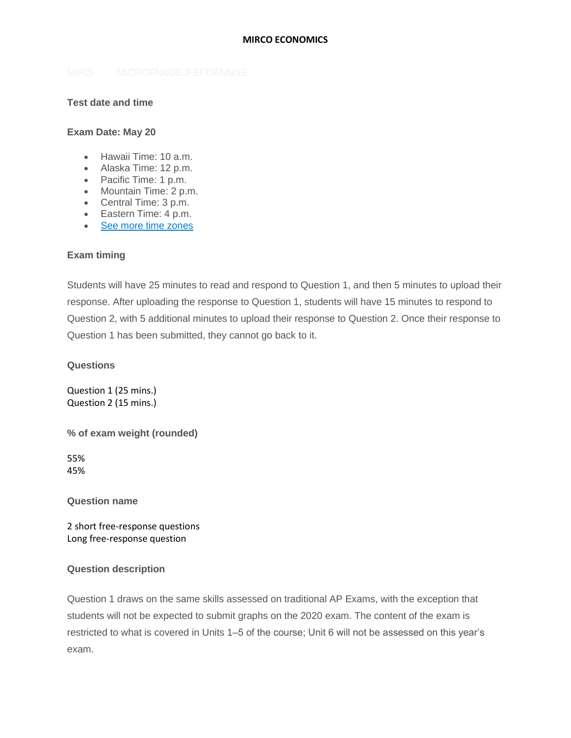# MIRCO ECONOMICS

MIRO MICROFNKDEJFEFDENNNE

**Test date and time**

**Exam Date: May 20**

- Hawaii Time: 10 a.m.
- Alaska Time: 12 p.m.
- Pacific Time: 1 p.m.
- Mountain Time: 2 p.m.
- Central Time: 3 p.m.
- Eastern Time: 4 p.m.
- See more time zones

**Exam timing**

Students will have 25 minutes to read and respond to Question 1, and then 5 minutes to upload their response. After uploading the response to Question 1, students will have 15 minutes to respond to Question 2, with 5 additional minutes to upload their response to Question 2. Once their response to Question 1 has been submitted, they cannot go back to it.

**Questions**

Question 1 (25 mins.)
Question 2 (15 mins.)

**% of exam weight (rounded)**

55%
45%

**Question name**

2 short free-response questions
Long free-response question

**Question description**

Question 1 draws on the same skills assessed on traditional AP Exams, with the exception that students will not be expected to submit graphs on the 2020 exam. The content of the exam is restricted to what is covered in Units 1–5 of the course; Unit 6 will not be assessed on this year's exam.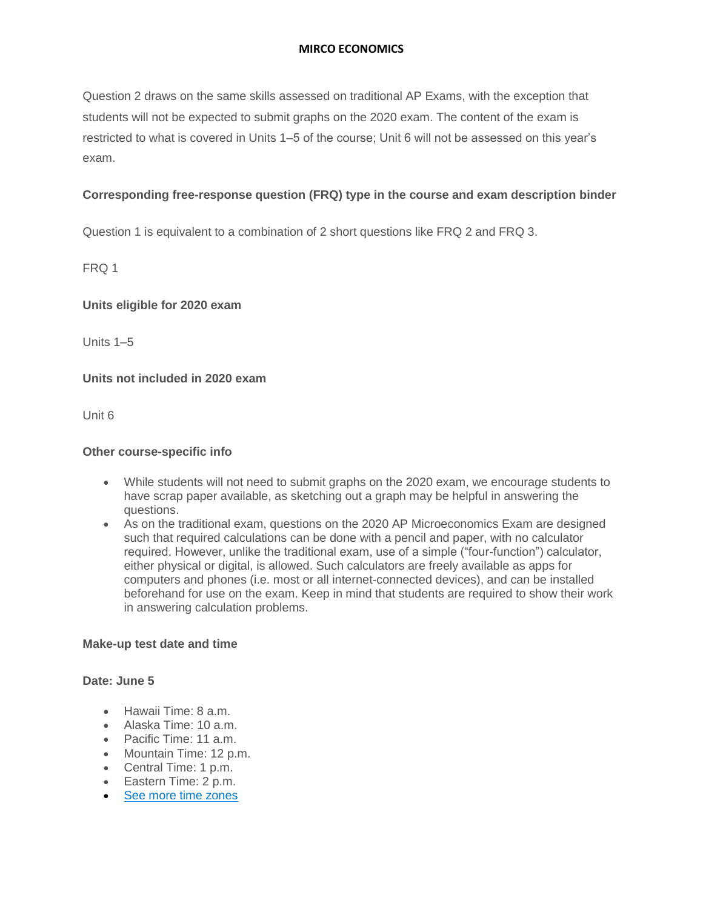**MIRCO ECONOMICS**

Question 2 draws on the same skills assessed on traditional AP Exams, with the exception that students will not be expected to submit graphs on the 2020 exam. The content of the exam is restricted to what is covered in Units 1–5 of the course; Unit 6 will not be assessed on this year's exam.

**Corresponding free-response question (FRQ) type in the course and exam description binder**

Question 1 is equivalent to a combination of 2 short questions like FRQ 2 and FRQ 3.

FRQ 1

**Units eligible for 2020 exam**

Units 1–5

**Units not included in 2020 exam**

Unit 6

**Other course-specific info**

- While students will not need to submit graphs on the 2020 exam, we encourage students to have scrap paper available, as sketching out a graph may be helpful in answering the questions.
- As on the traditional exam, questions on the 2020 AP Microeconomics Exam are designed such that required calculations can be done with a pencil and paper, with no calculator required. However, unlike the traditional exam, use of a simple ("four-function") calculator, either physical or digital, is allowed. Such calculators are freely available as apps for computers and phones (i.e. most or all internet-connected devices), and can be installed beforehand for use on the exam. Keep in mind that students are required to show their work in answering calculation problems.

**Make-up test date and time**

**Date: June 5**

- Hawaii Time: 8 a.m.
- Alaska Time: 10 a.m.
- Pacific Time: 11 a.m.
- Mountain Time: 12 p.m.
- Central Time: 1 p.m.
- Eastern Time: 2 p.m.
- See more time zones